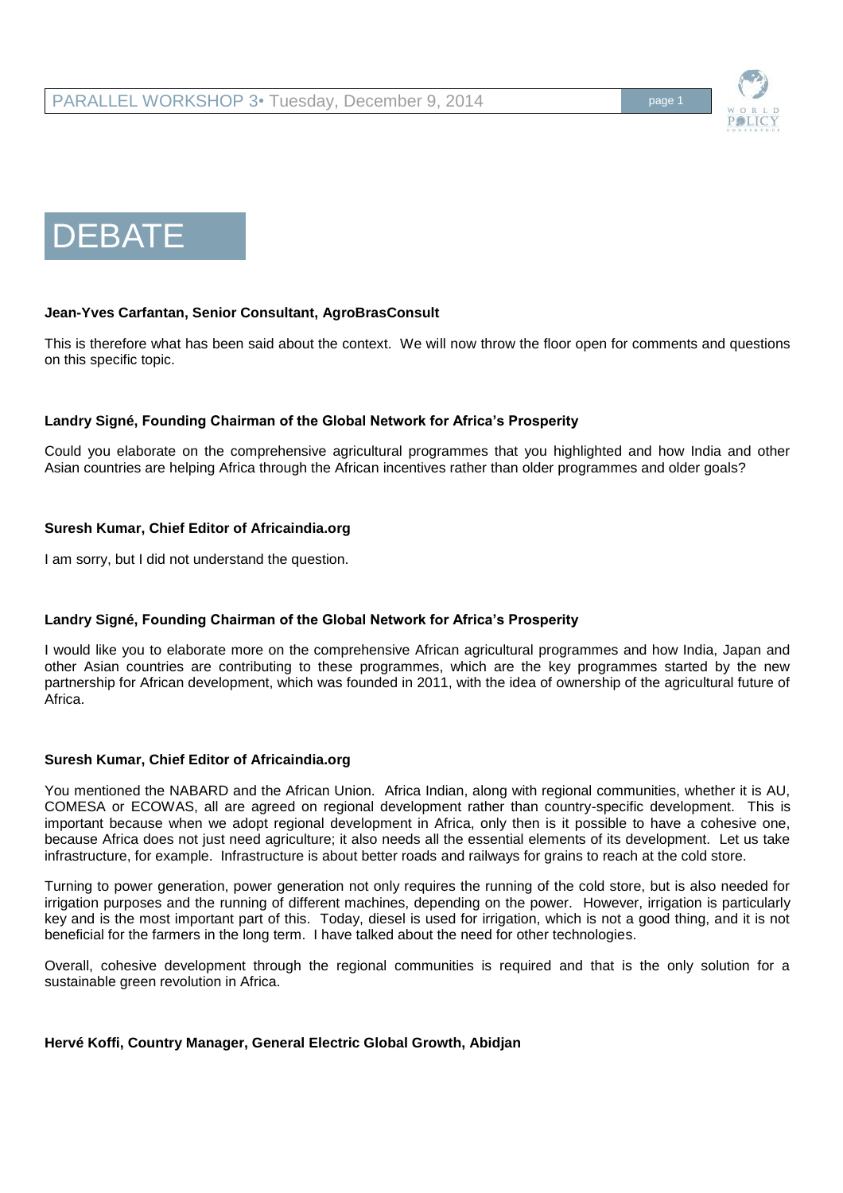# DEBATE

**Jean-Yves Carfantan, Senior Consultant, AgroBrasConsult**

This is therefore what has been said about the context. We will now throw the floor open for comments and questions on this specific topic.

**Landry Signé, Founding Chairman of the Global Network for Africa's Prosperity**

Could you elaborate on the comprehensive agricultural programmes that you highlighted and how India and other Asian countries are helping Africa through the African incentives rather than older programmes and older goals?

**Suresh Kumar, Chief Editor of Africaindia.org**

I am sorry, but I did not understand the question.

**Landry Signé, Founding Chairman of the Global Network for Africa's Prosperity**

I would like you to elaborate more on the comprehensive African agricultural programmes and how India, Japan and other Asian countries are contributing to these programmes, which are the key programmes started by the new partnership for African development, which was founded in 2011, with the idea of ownership of the agricultural future of Africa.

**Suresh Kumar, Chief Editor of Africaindia.org**

You mentioned the NABARD and the African Union. Africa Indian, along with regional communities, whether it is AU, COMESA or ECOWAS, all are agreed on regional development rather than country-specific development. This is important because when we adopt regional development in Africa, only then is it possible to have a cohesive one, because Africa does not just need agriculture; it also needs all the essential elements of its development. Let us take infrastructure, for example. Infrastructure is about better roads and railways for grains to reach at the cold store.

Turning to power generation, power generation not only requires the running of the cold store, but is also needed for irrigation purposes and the running of different machines, depending on the power. However, irrigation is particularly key and is the most important part of this. Today, diesel is used for irrigation, which is not a good thing, and it is not beneficial for the farmers in the long term. I have talked about the need for other technologies.

Overall, cohesive development through the regional communities is required and that is the only solution for a sustainable green revolution in Africa.

**Hervé Koffi, Country Manager, General Electric Global Growth, Abidjan**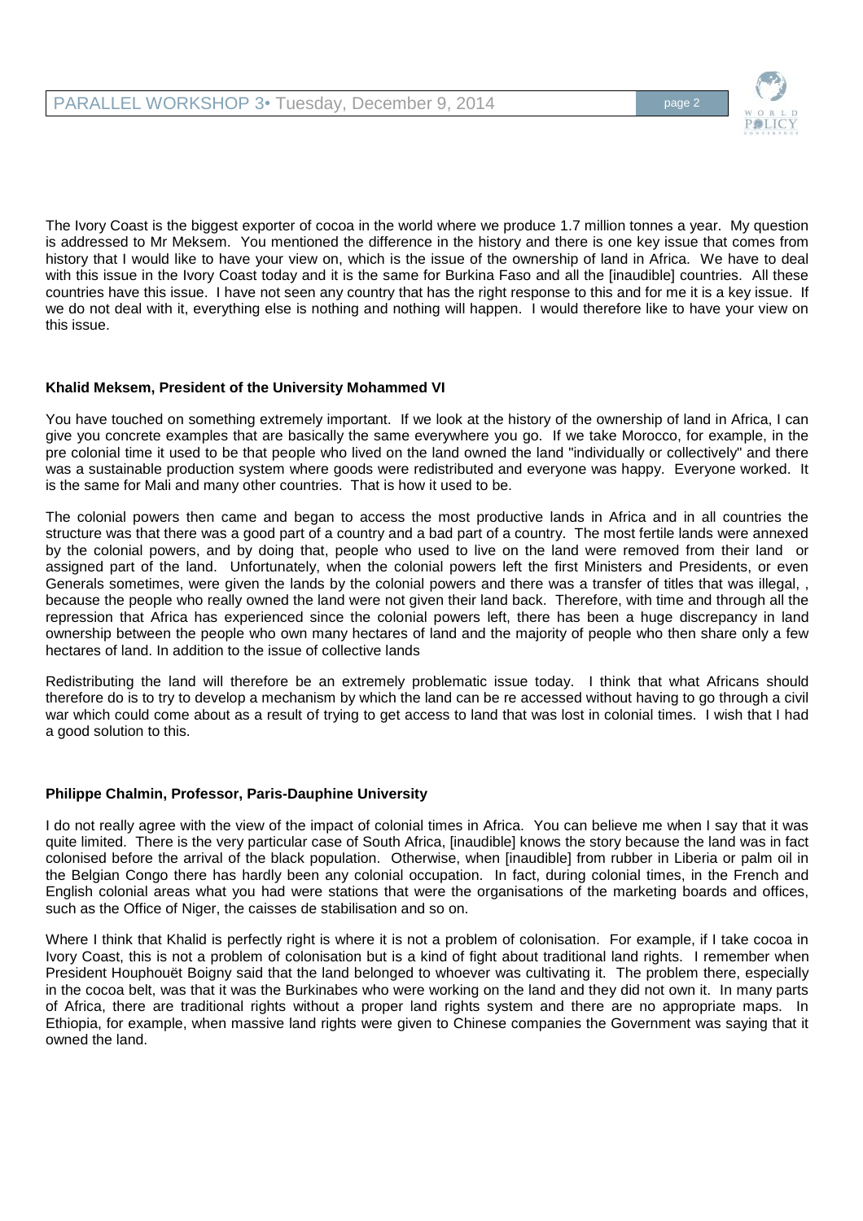The Ivory Coast is the biggest exporter of cocoa in the world where we produce 1.7 million tonnes a year. My question is addressed to Mr Meksem. You mentioned the difference in the history and there is one key issue that comes from history that I would like to have your view on, which is the issue of the ownership of land in Africa. We have to deal with this issue in the Ivory Coast today and it is the same for Burkina Faso and all the [inaudible] countries. All these countries have this issue. I have not seen any country that has the right response to this and for me it is a key issue. If we do not deal with it, everything else is nothing and nothing will happen. I would therefore like to have your view on this issue.

**Khalid Meksem, President of the University Mohammed VI**

You have touched on something extremely important. If we look at the history of the ownership of land in Africa, I can give you concrete examples that are basically the same everywhere you go. If we take Morocco, for example, in the pre colonial time it used to be that people who lived on the land owned the land "individually or collectively" and there was a sustainable production system where goods were redistributed and everyone was happy. Everyone worked. It is the same for Mali and many other countries. That is how it used to be.

The colonial powers then came and began to access the most productive lands in Africa and in all countries the structure was that there was a good part of a country and a bad part of a country. The most fertile lands were annexed by the colonial powers, and by doing that, people who used to live on the land were removed from their land or assigned part of the land. Unfortunately, when the colonial powers left the first Ministers and Presidents, or even Generals sometimes, were given the lands by the colonial powers and there was a transfer of titles that was illegal, , because the people who really owned the land were not given their land back. Therefore, with time and through all the repression that Africa has experienced since the colonial powers left, there has been a huge discrepancy in land ownership between the people who own many hectares of land and the majority of people who then share only a few hectares of land. In addition to the issue of collective lands

Redistributing the land will therefore be an extremely problematic issue today. I think that what Africans should therefore do is to try to develop a mechanism by which the land can be re accessed without having to go through a civil war which could come about as a result of trying to get access to land that was lost in colonial times. I wish that I had a good solution to this.

**Philippe Chalmin, Professor, Paris-Dauphine University**

I do not really agree with the view of the impact of colonial times in Africa. You can believe me when I say that it was quite limited. There is the very particular case of South Africa, [inaudible] knows the story because the land was in fact colonised before the arrival of the black population. Otherwise, when [inaudible] from rubber in Liberia or palm oil in the Belgian Congo there has hardly been any colonial occupation. In fact, during colonial times, in the French and English colonial areas what you had were stations that were the organisations of the marketing boards and offices, such as the Office of Niger, the caisses de stabilisation and so on.

Where I think that Khalid is perfectly right is where it is not a problem of colonisation. For example, if I take cocoa in Ivory Coast, this is not a problem of colonisation but is a kind of fight about traditional land rights. I remember when President Houphouët Boigny said that the land belonged to whoever was cultivating it. The problem there, especially in the cocoa belt, was that it was the Burkinabes who were working on the land and they did not own it. In many parts of Africa, there are traditional rights without a proper land rights system and there are no appropriate maps. In Ethiopia, for example, when massive land rights were given to Chinese companies the Government was saying that it owned the land.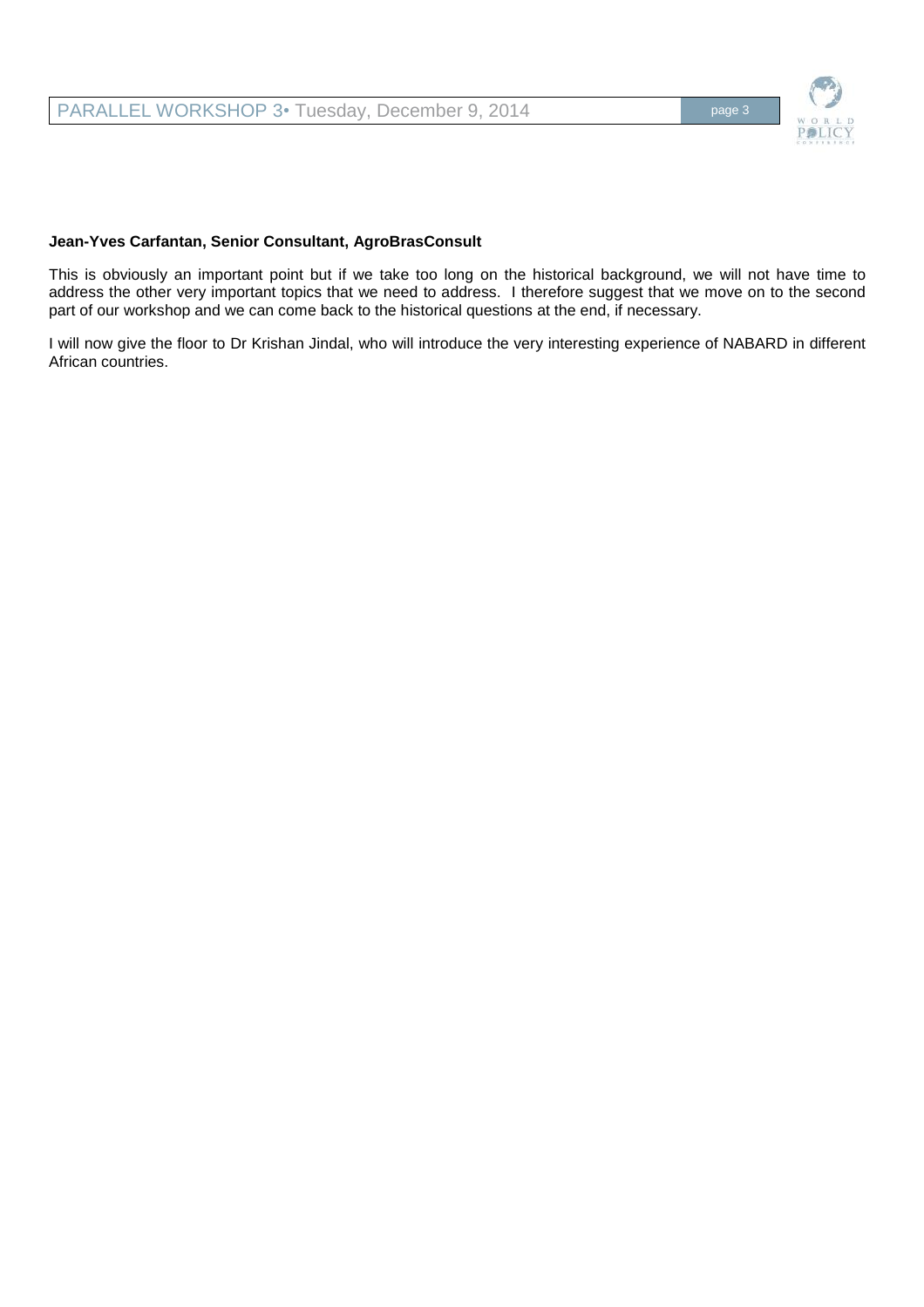**Jean-Yves Carfantan, Senior Consultant, AgroBrasConsult**

This is obviously an important point but if we take too long on the historical background, we will not have time to address the other very important topics that we need to address. I therefore suggest that we move on to the second part of our workshop and we can come back to the historical questions at the end, if necessary.

I will now give the floor to Dr Krishan Jindal, who will introduce the very interesting experience of NABARD in different African countries.